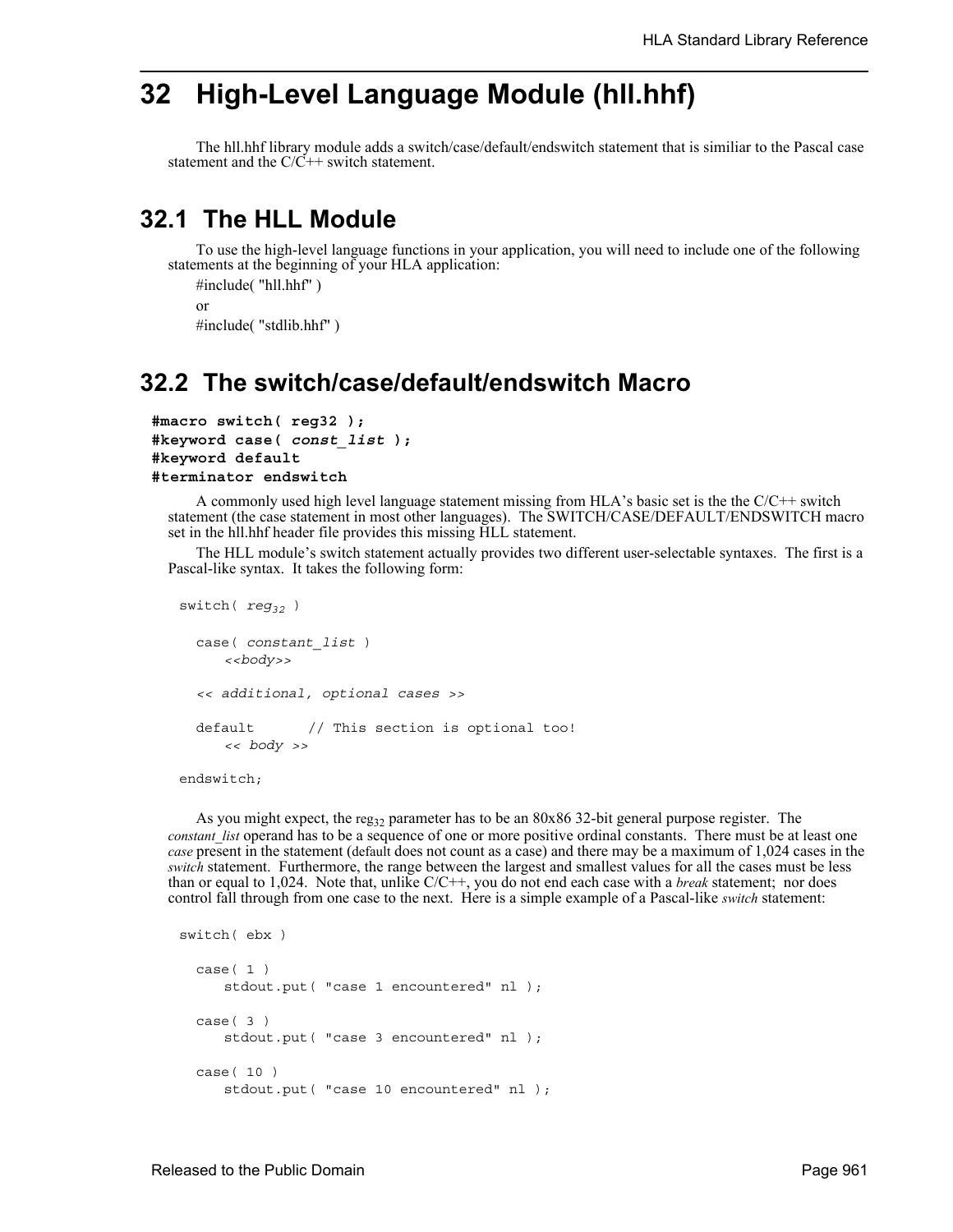# 32 High-Level Language Module (hll.hhf)

The hll.hhf library module adds a switch/case/default/endswitch statement that is similiar to the Pascal case statement and the C/C++ switch statement.

## 32.1 The HLL Module

To use the high-level language functions in your application, you will need to include one of the following statements at the beginning of your HLA application:

#include( "hll.hhf" )

or

#include( "stdlib.hhf" )

## 32.2 The switch/case/default/endswitch Macro

```
#macro switch( reg32 );
#keyword case( const_list );
#keyword default
#terminator endswitch
```

A commonly used high level language statement missing from HLA's basic set is the the C/C++ switch statement (the case statement in most other languages). The SWITCH/CASE/DEFAULT/ENDSWITCH macro set in the hll.hhf header file provides this missing HLL statement.

The HLL module's switch statement actually provides two different user-selectable syntaxes. The first is a Pascal-like syntax. It takes the following form:

```
switch( reg32 )

   case( constant_list )
      <<body>>

   << additional, optional cases >>

   default       // This section is optional too!
      << body >>

endswitch;
```

As you might expect, the $reg_{32}$ parameter has to be an 80x86 32-bit general purpose register. The *constant_list* operand has to be a sequence of one or more positive ordinal constants. There must be at least one *case* present in the statement (default does not count as a case) and there may be a maximum of 1,024 cases in the *switch* statement. Furthermore, the range between the largest and smallest values for all the cases must be less than or equal to 1,024. Note that, unlike C/C++, you do not end each case with a *break* statement; nor does control fall through from one case to the next. Here is a simple example of a Pascal-like *switch* statement:

```
switch( ebx )

   case( 1 )
      stdout.put( "case 1 encountered" nl );

   case( 3 )
      stdout.put( "case 3 encountered" nl );

   case( 10 )
      stdout.put( "case 10 encountered" nl );
```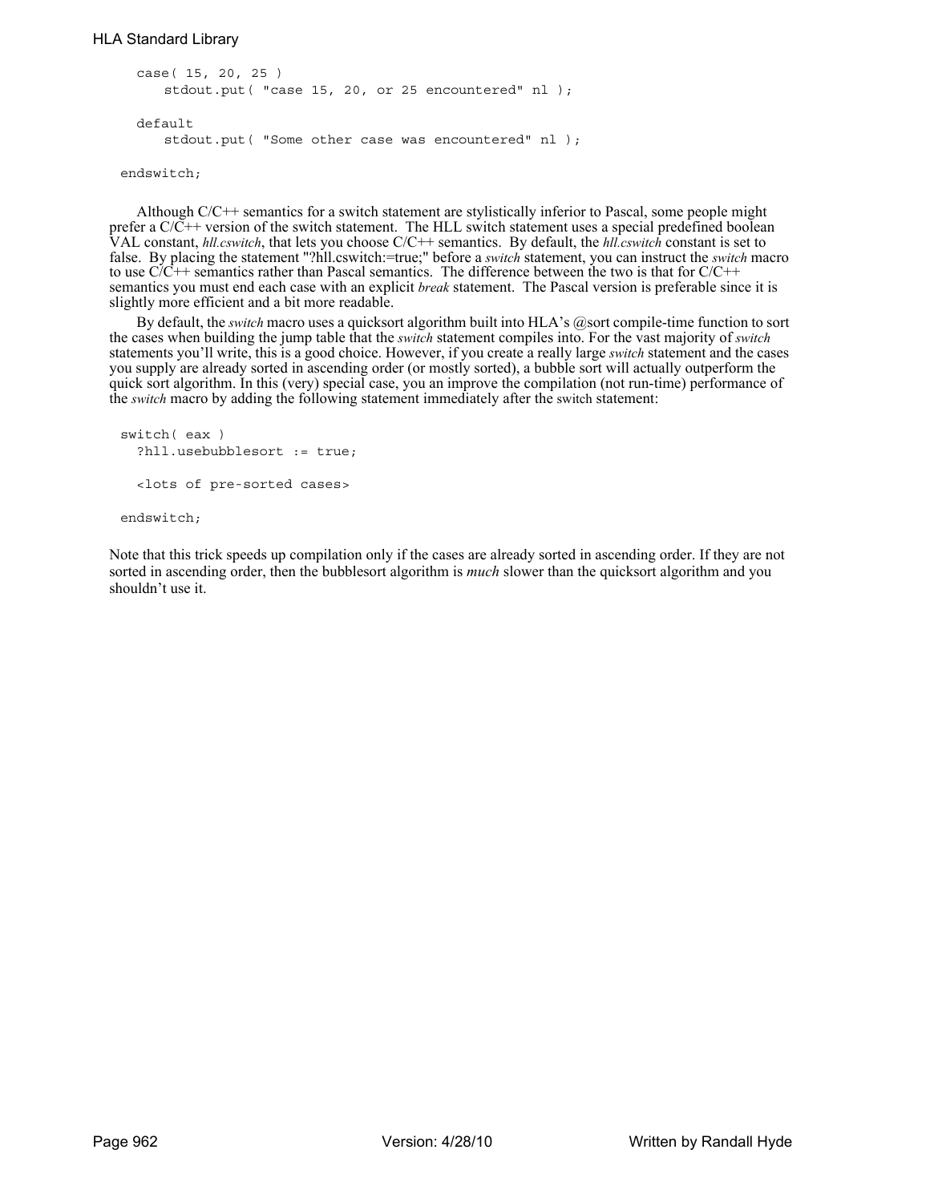```
    case( 15, 20, 25 )
        stdout.put( "case 15, 20, or 25 encountered" nl );

    default
        stdout.put( "Some other case was encountered" nl );

endswitch;
```

Although C/C++ semantics for a switch statement are stylistically inferior to Pascal, some people might prefer a C/C++ version of the switch statement. The HLL switch statement uses a special predefined boolean VAL constant, *hll.cswitch*, that lets you choose C/C++ semantics. By default, the *hll.cswitch* constant is set to false. By placing the statement "?hll.cswitch:=true;" before a *switch* statement, you can instruct the *switch* macro to use C/C++ semantics rather than Pascal semantics. The difference between the two is that for C/C++ semantics you must end each case with an explicit *break* statement. The Pascal version is preferable since it is slightly more efficient and a bit more readable.

By default, the *switch* macro uses a quicksort algorithm built into HLA's @sort compile-time function to sort the cases when building the jump table that the *switch* statement compiles into. For the vast majority of *switch* statements you'll write, this is a good choice. However, if you create a really large *switch* statement and the cases you supply are already sorted in ascending order (or mostly sorted), a bubble sort will actually outperform the quick sort algorithm. In this (very) special case, you an improve the compilation (not run-time) performance of the *switch* macro by adding the following statement immediately after the switch statement:

```
switch( eax )
    ?hll.usebubblesort := true;

    <lots of pre-sorted cases>

endswitch;
```

Note that this trick speeds up compilation only if the cases are already sorted in ascending order. If they are not sorted in ascending order, then the bubblesort algorithm is *much* slower than the quicksort algorithm and you shouldn't use it.